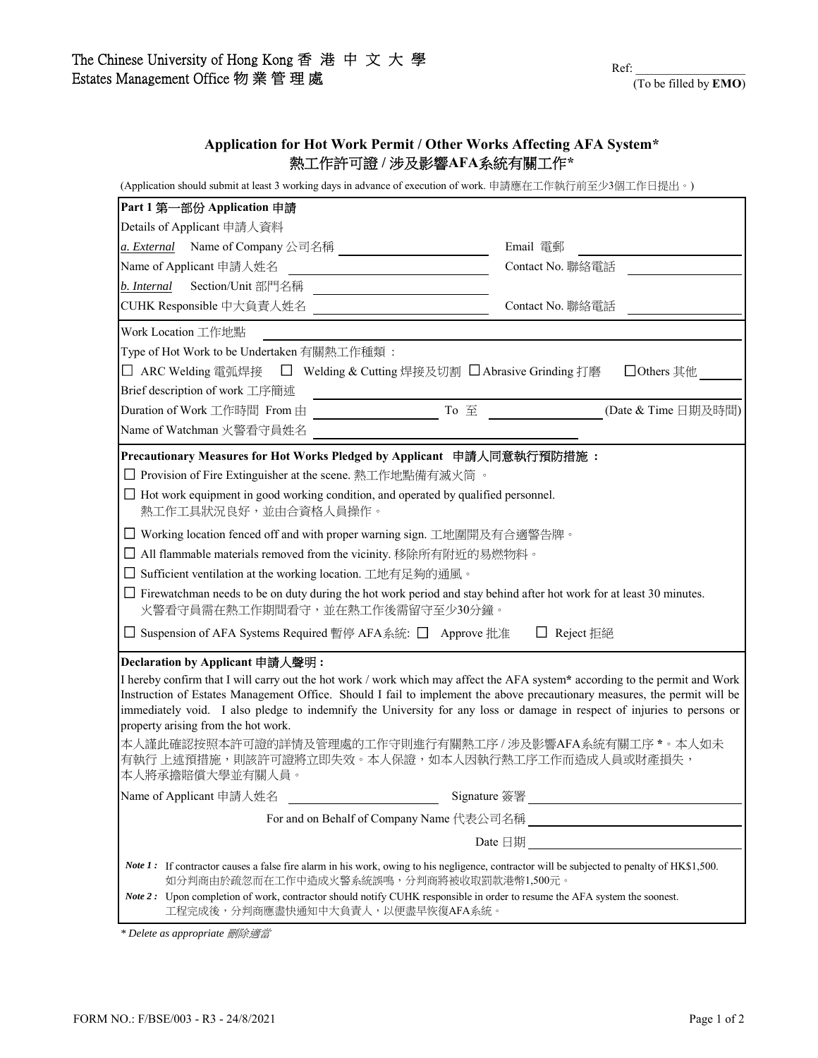The Chinese University of Hong Kong 香 港 中 文 大 學
Estates Management Office 物 業 管 理 處

Ref: ________________
(To be filled by **EMO**)

## Application for Hot Work Permit / Other Works Affecting AFA System*
## 熱工作許可證 / 涉及影響AFA系統有關工作*

(Application should submit at least 3 working days in advance of execution of work. 申請應在工作執行前至少3個工作日提出。)

**Part 1 第一部份 Application 申請**

Details of Applicant 申請人資料

*a. External* Name of Company 公司名稱 ________________ Email 電郵 ________________

Name of Applicant 申請人姓名 ________________ Contact No. 聯絡電話 ________________

*b. Internal* Section/Unit 部門名稱 ________________

CUHK Responsible 中大負責人姓名 ________________ Contact No. 聯絡電話 ________________

Work Location 工作地點 ________________

Type of Hot Work to be Undertaken 有關熱工作種類：

☐ ARC Welding 電弧焊接 ☐ Welding & Cutting 焊接及切割 ☐ Abrasive Grinding 打磨 ☐ Others 其他 ________

Brief description of work 工序簡述 ________________

Duration of Work 工作時間 From 由 ________________ To 至 ________________ (Date & Time 日期及時間)

Name of Watchman 火警看守員姓名 ________________

**Precautionary Measures for Hot Works Pledged by Applicant 申請人同意執行預防措施：**

☐ Provision of Fire Extinguisher at the scene. 熱工作地點備有滅火筒 。

☐ Hot work equipment in good working condition, and operated by qualified personnel.
熱工作工具狀況良好，並由合資格人員操作。

☐ Working location fenced off and with proper warning sign. 工地圍開及有合適警告牌。

☐ All flammable materials removed from the vicinity. 移除所有附近的易燃物料。

☐ Sufficient ventilation at the working location. 工地有足夠的通風。

☐ Firewatchman needs to be on duty during the hot work period and stay behind after hot work for at least 30 minutes.
火警看守員需在熱工作期間看守，並在熱工作後需留守至少30分鐘。

☐ Suspension of AFA Systems Required 暫停 AFA系統: ☐ Approve 批准 ☐ Reject 拒絕

**Declaration by Applicant 申請人聲明 :**

I hereby confirm that I will carry out the hot work / work which may affect the AFA system* according to the permit and Work Instruction of Estates Management Office. Should I fail to implement the above precautionary measures, the permit will be immediately void. I also pledge to indemnify the University for any loss or damage in respect of injuries to persons or property arising from the hot work.

本人謹此確認按照本許可證的詳情及管理處的工作守則進行有關熱工序 / 涉及影響AFA系統有關工序 *。本人如未有執行 上述預措施，則該許可證將立即失效。本人保證，如本人因執行熱工序工作而造成人員或財產損失，本人將承擔賠償大學並有關人員。

Name of Applicant 申請人姓名 ________________ Signature 簽署 ________________

For and on Behalf of Company Name 代表公司名稱 ________________

Date 日期 ________________

***Note 1 :*** If contractor causes a false fire alarm in his work, owing to his negligence, contractor will be subjected to penalty of HK$1,500.
如分判商由於疏忽而在工作中造成火警系統誤鳴，分判商將被收取罰款港幣1,500元。

***Note 2 :*** Upon completion of work, contractor should notify CUHK responsible in order to resume the AFA system the soonest.
工程完成後，分判商應盡快通知中大負責人，以便盡早恢復AFA系統。

*\* Delete as appropriate 刪除適當*

FORM NO.: F/BSE/003 - R3 - 24/8/2021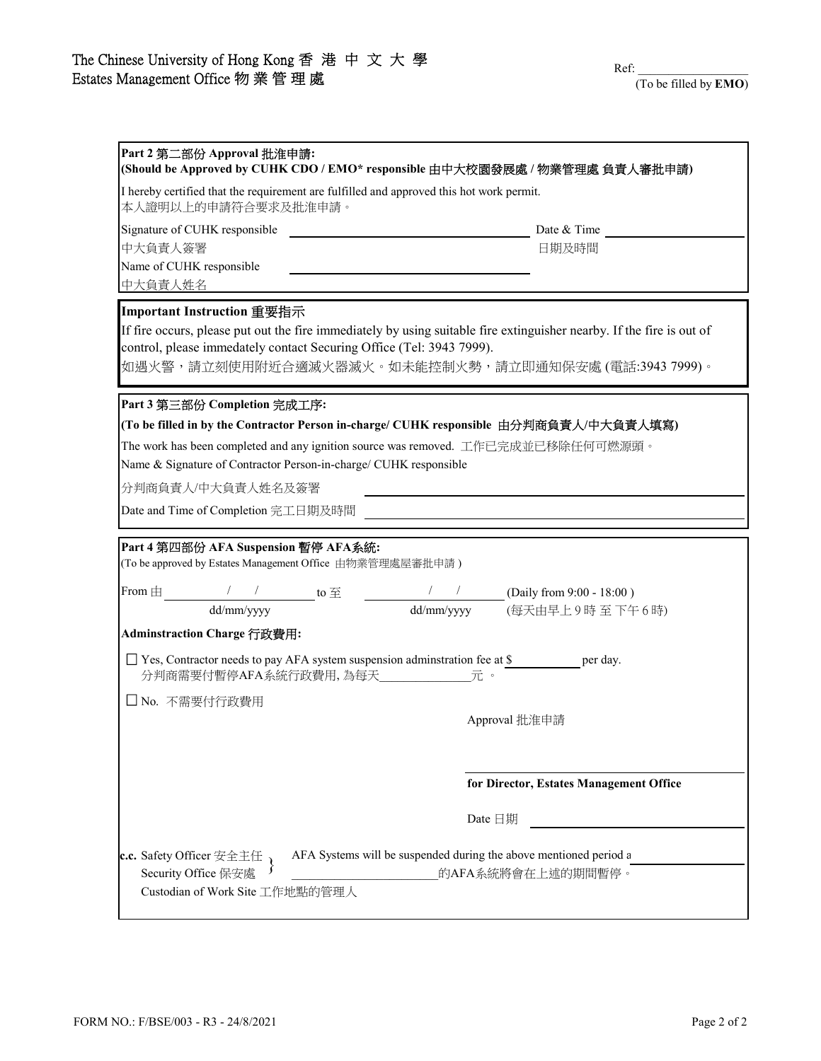The Chinese University of Hong Kong 香 港 中 文 大 學
Estates Management Office 物 業 管 理 處

Ref: _________________
(To be filled by **EMO**)

**Part 2 第二部份 Approval 批准申請:**
**(Should be Approved by CUHK CDO / EMO* responsible 由中大校園發展處 / 物業管理處 負責人審批申請)**

I hereby certified that the requirement are fulfilled and approved this hot work permit.
本人證明以上的申請符合要求及批准申請。

Signature of CUHK responsible
中大負責人簽署 ______________________ Date & Time 日期及時間 ______________

Name of CUHK responsible
中大負責人姓名 ______________________

**Important Instruction 重要指示**

If fire occurs, please put out the fire immediately by using suitable fire extinguisher nearby. If the fire is out of control, please immedately contact Securing Office (Tel: 3943 7999).
如遇火警，請立刻使用附近合適滅火器滅火。如未能控制火勢，請立即通知保安處 (電話:3943 7999)。

**Part 3 第三部份 Completion 完成工序:**

**(To be filled in by the Contractor Person in-charge/ CUHK responsible 由分判商負責人/中大負責人填寫)**

The work has been completed and any ignition source was removed. 工作已完成並已移除任何可燃源頭。

Name & Signature of Contractor Person-in-charge/ CUHK responsible
分判商負責人/中大負責人姓名及簽署 ______________________

Date and Time of Completion 完工日期及時間 ______________________

**Part 4 第四部份 AFA Suspension 暫停 AFA系統:**
(To be approved by Estates Management Office 由物業管理處屋審批申請 )

From 由 ____/____/______ to 至 ____/____/______ (Daily from 9:00 - 18:00 )
dd/mm/yyyy dd/mm/yyyy (每天由早上 9 時 至 下午 6 時)

**Adminstraction Charge 行政費用:**

☐ Yes, Contractor needs to pay AFA system suspension adminstration fee at $__________ per day.
分判商需要付暫停AFA系統行政費用, 為每天______________元 。

☐ No. 不需要付行政費用

Approval 批准申請

______________________
**for Director, Estates Management Office**

Date 日期 ______________

**c.c.** Safety Officer 安全主任
Security Office 保安處
Custodian of Work Site 工作地點的管理人

AFA Systems will be suspended during the above mentioned period a ______________
______________________的AFA系統將會在上述的期間暫停。

FORM NO.: F/BSE/003 - R3 - 24/8/2021